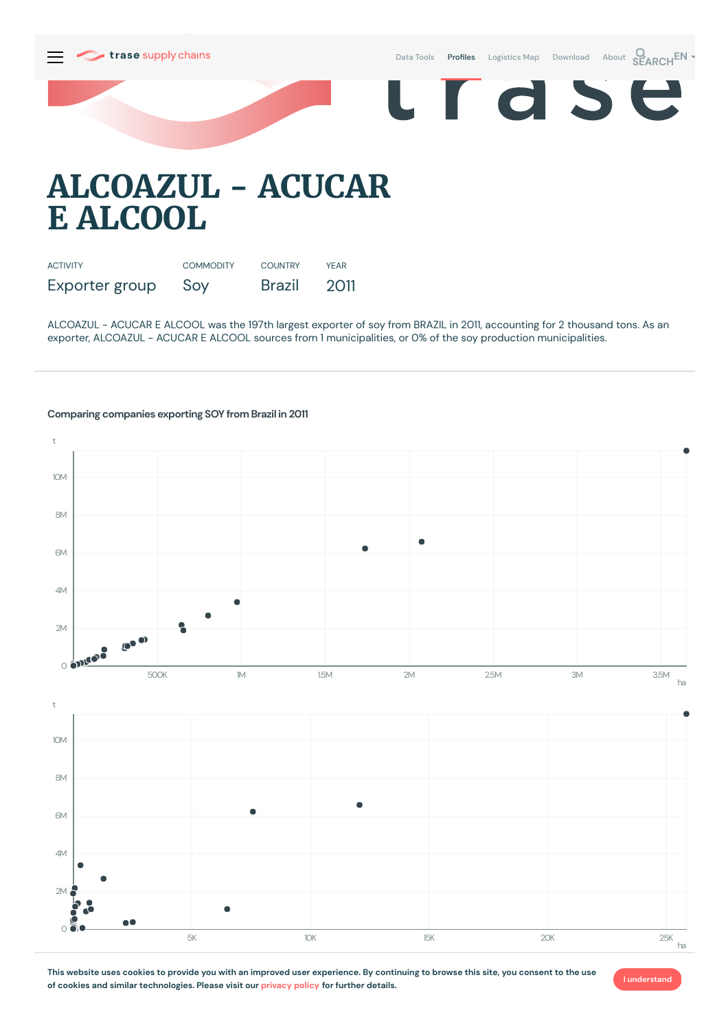# ALCOAZUL - ACUCAR E ALCOOL

| ACTIVITY | COMMODITY | COUNTRY | YEAR |
|---|---|---|---|
| Exporter group | Soy | Brazil | 2011 |

ALCOAZUL - ACUCAR E ALCOOL was the 197th largest exporter of soy from BRAZIL in 2011, accounting for 2 thousand tons. As an exporter, ALCOAZUL - ACUCAR E ALCOOL sources from 1 municipalities, or 0% of the soy production municipalities.

### Comparing companies exporting SOY from Brazil in 2011

This website uses cookies to provide you with an improved user experience. By continuing to browse this site, you consent to the use of cookies and similar technologies. Please visit our privacy policy for further details.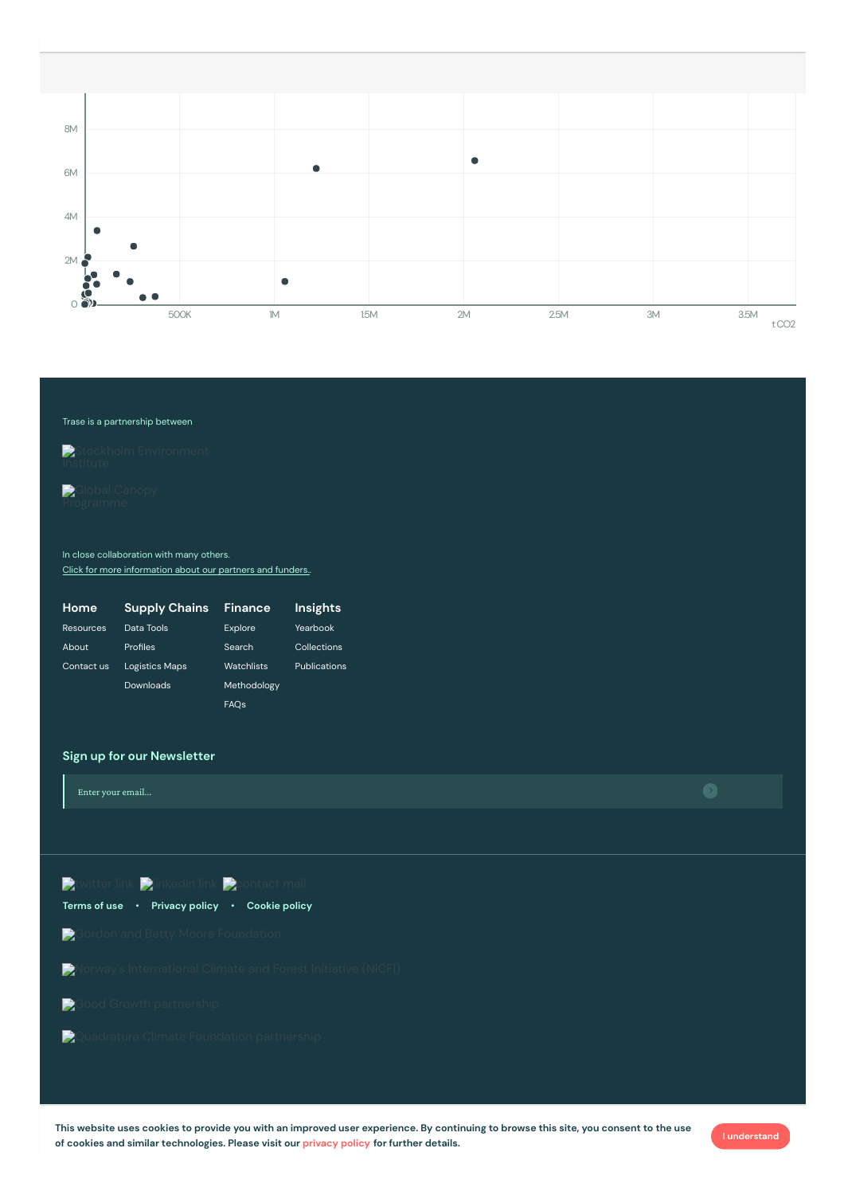8M
6M
4M
2M
0

500K
1M
1.5M
2M
2.5M
3M
3.5M
t CO2

Trase is a partnership between

Stockholm Environment Institute

Global Canopy Programme

In close collaboration with many others.
Click for more information about our partners and funders.

**Home**
- Resources
- About
- Contact us

**Supply Chains**
- Data Tools
- Profiles
- Logistics Maps
- Downloads

**Finance**
- Explore
- Search
- Watchlists
- Methodology
- FAQs

**Insights**
- Yearbook
- Collections
- Publications

## Sign up for our Newsletter

Enter your email...

twitter link linkedin link contact mail

**Terms of use** • **Privacy policy** • **Cookie policy**

Gordon and Betty Moore Foundation

Norway's International Climate and Forest Initiative (NICFI)

Good Growth partnership

Quadrature Climate Foundation partnership

**This website uses cookies to provide you with an improved user experience. By continuing to browse this site, you consent to the use of cookies and similar technologies. Please visit our privacy policy for further details.**

I understand